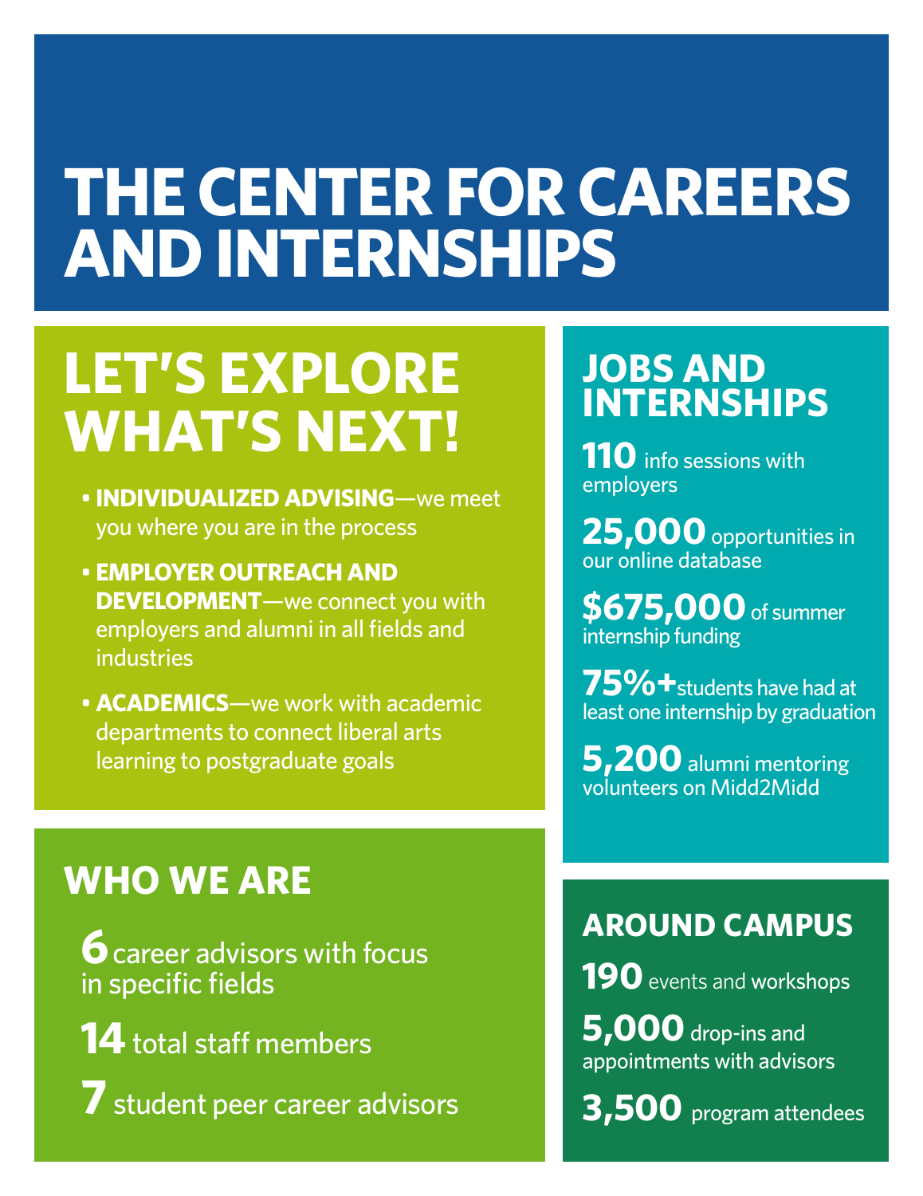# THE CENTER FOR CAREERS AND INTERNSHIPS

## LET'S EXPLORE WHAT'S NEXT!

- **INDIVIDUALIZED ADVISING**—we meet you where you are in the process
- **EMPLOYER OUTREACH AND DEVELOPMENT**—we connect you with employers and alumni in all fields and industries
- **ACADEMICS**—we work with academic departments to connect liberal arts learning to postgraduate goals

## WHO WE ARE

**6** career advisors with focus in specific fields

**14** total staff members

**7** student peer career advisors

## JOBS AND INTERNSHIPS

**110** info sessions with employers

**25,000** opportunities in our online database

**$675,000** of summer internship funding

**75%+** students have had at least one internship by graduation

**5,200** alumni mentoring volunteers on Midd2Midd

## AROUND CAMPUS

**190** events and workshops

**5,000** drop-ins and appointments with advisors

**3,500** program attendees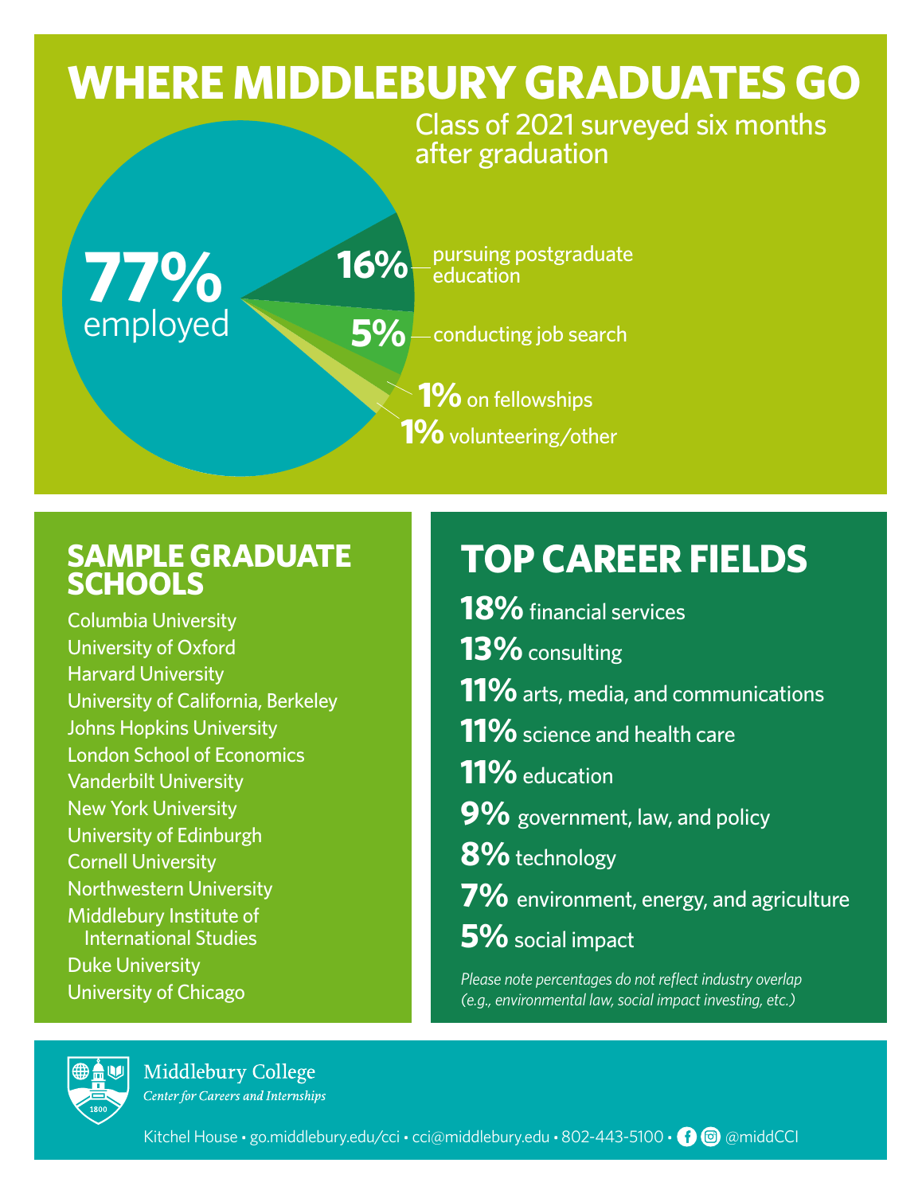# WHERE MIDDLEBURY GRADUATES GO

Class of 2021 surveyed six months after graduation

**77%** employed

**16%** pursuing postgraduate education

**5%** conducting job search

**1%** on fellowships

**1%** volunteering/other

## SAMPLE GRADUATE SCHOOLS

- Columbia University
- University of Oxford
- Harvard University
- University of California, Berkeley
- Johns Hopkins University
- London School of Economics
- Vanderbilt University
- New York University
- University of Edinburgh
- Cornell University
- Northwestern University
- Middlebury Institute of International Studies
- Duke University
- University of Chicago

## TOP CAREER FIELDS

**18%** financial services

**13%** consulting

**11%** arts, media, and communications

**11%** science and health care

**11%** education

**9%** government, law, and policy

**8%** technology

**7%** environment, energy, and agriculture

**5%** social impact

*Please note percentages do not reflect industry overlap (e.g., environmental law, social impact investing, etc.)*

Middlebury College
*Center for Careers and Internships*

Kitchel House • go.middlebury.edu/cci • cci@middlebury.edu • 802-443-5100 • @middCCI